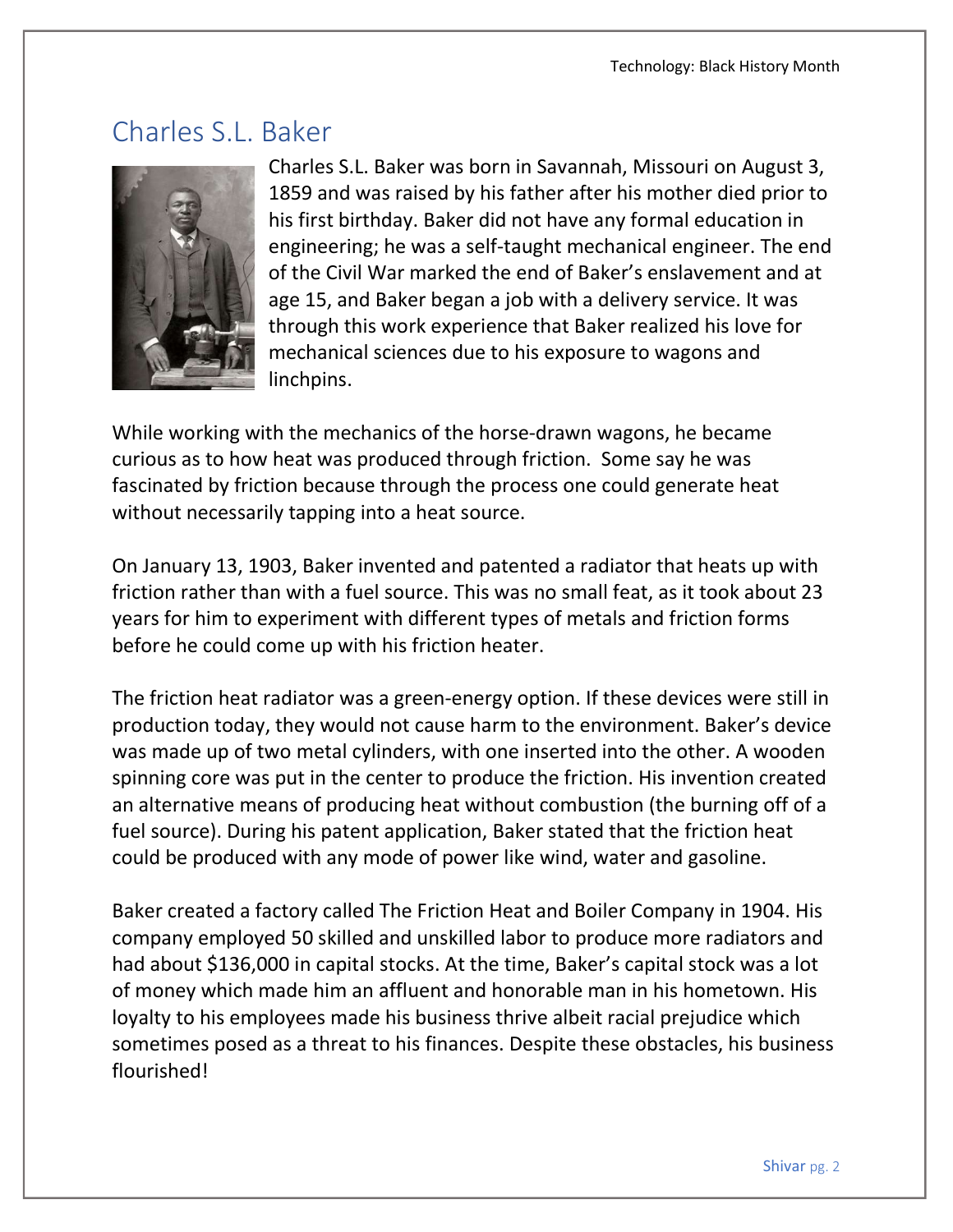## Charles S.L. Baker

Charles S.L. Baker was born in Savannah, Missouri on August 3, 1859 and was raised by his father after his mother died prior to his first birthday. Baker did not have any formal education in engineering; he was a self-taught mechanical engineer. The end of the Civil War marked the end of Baker's enslavement and at age 15, and Baker began a job with a delivery service. It was through this work experience that Baker realized his love for mechanical sciences due to his exposure to wagons and linchpins.

While working with the mechanics of the horse-drawn wagons, he became curious as to how heat was produced through friction. Some say he was fascinated by friction because through the process one could generate heat without necessarily tapping into a heat source.

On January 13, 1903, Baker invented and patented a radiator that heats up with friction rather than with a fuel source. This was no small feat, as it took about 23 years for him to experiment with different types of metals and friction forms before he could come up with his friction heater.

The friction heat radiator was a green-energy option. If these devices were still in production today, they would not cause harm to the environment. Baker's device was made up of two metal cylinders, with one inserted into the other. A wooden spinning core was put in the center to produce the friction. His invention created an alternative means of producing heat without combustion (the burning off of a fuel source). During his patent application, Baker stated that the friction heat could be produced with any mode of power like wind, water and gasoline.

Baker created a factory called The Friction Heat and Boiler Company in 1904. His company employed 50 skilled and unskilled labor to produce more radiators and had about $136,000 in capital stocks. At the time, Baker's capital stock was a lot of money which made him an affluent and honorable man in his hometown. His loyalty to his employees made his business thrive albeit racial prejudice which sometimes posed as a threat to his finances. Despite these obstacles, his business flourished!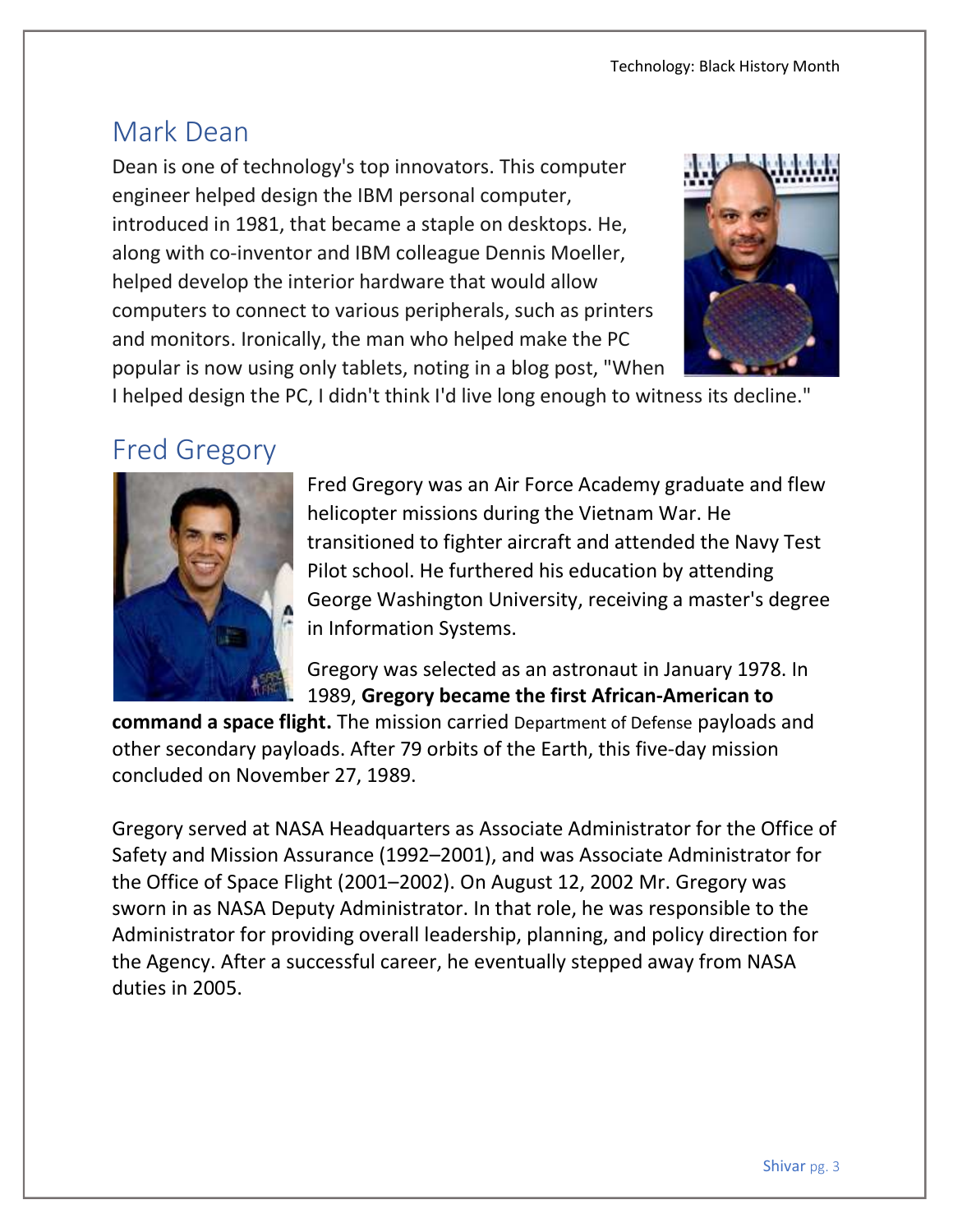## Mark Dean

Dean is one of technology's top innovators. This computer engineer helped design the IBM personal computer, introduced in 1981, that became a staple on desktops. He, along with co-inventor and IBM colleague Dennis Moeller, helped develop the interior hardware that would allow computers to connect to various peripherals, such as printers and monitors. Ironically, the man who helped make the PC popular is now using only tablets, noting in a blog post, "When I helped design the PC, I didn't think I'd live long enough to witness its decline."

## Fred Gregory

Fred Gregory was an Air Force Academy graduate and flew helicopter missions during the Vietnam War. He transitioned to fighter aircraft and attended the Navy Test Pilot school. He furthered his education by attending George Washington University, receiving a master's degree in Information Systems.

Gregory was selected as an astronaut in January 1978. In 1989, **Gregory became the first African-American to command a space flight.** The mission carried Department of Defense payloads and other secondary payloads. After 79 orbits of the Earth, this five-day mission concluded on November 27, 1989.

Gregory served at NASA Headquarters as Associate Administrator for the Office of Safety and Mission Assurance (1992–2001), and was Associate Administrator for the Office of Space Flight (2001–2002). On August 12, 2002 Mr. Gregory was sworn in as NASA Deputy Administrator. In that role, he was responsible to the Administrator for providing overall leadership, planning, and policy direction for the Agency. After a successful career, he eventually stepped away from NASA duties in 2005.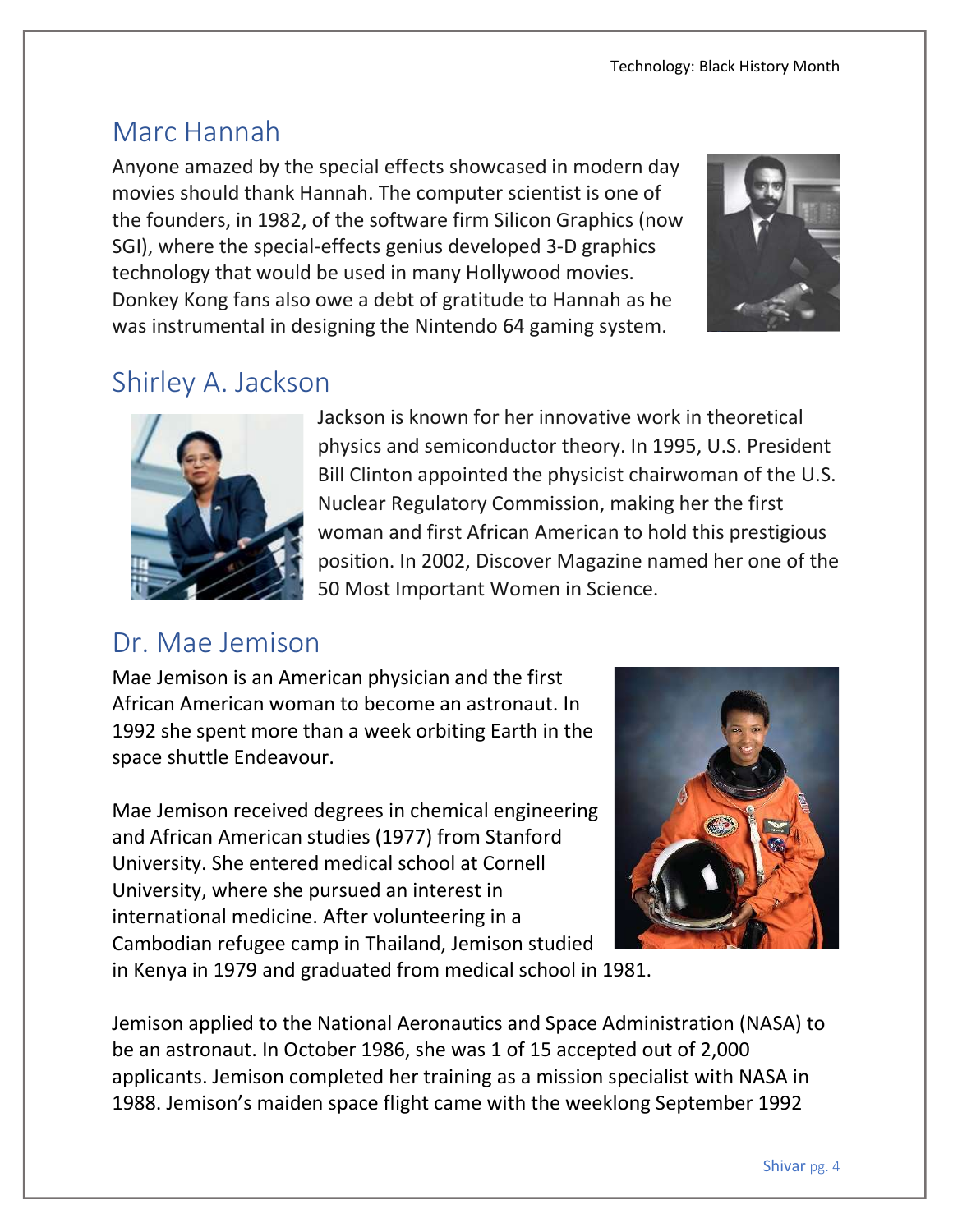## Marc Hannah

Anyone amazed by the special effects showcased in modern day movies should thank Hannah. The computer scientist is one of the founders, in 1982, of the software firm Silicon Graphics (now SGI), where the special-effects genius developed 3-D graphics technology that would be used in many Hollywood movies. Donkey Kong fans also owe a debt of gratitude to Hannah as he was instrumental in designing the Nintendo 64 gaming system.

## Shirley A. Jackson

Jackson is known for her innovative work in theoretical physics and semiconductor theory. In 1995, U.S. President Bill Clinton appointed the physicist chairwoman of the U.S. Nuclear Regulatory Commission, making her the first woman and first African American to hold this prestigious position. In 2002, Discover Magazine named her one of the 50 Most Important Women in Science.

## Dr. Mae Jemison

Mae Jemison is an American physician and the first African American woman to become an astronaut. In 1992 she spent more than a week orbiting Earth in the space shuttle Endeavour.

Mae Jemison received degrees in chemical engineering and African American studies (1977) from Stanford University. She entered medical school at Cornell University, where she pursued an interest in international medicine. After volunteering in a Cambodian refugee camp in Thailand, Jemison studied in Kenya in 1979 and graduated from medical school in 1981.

Jemison applied to the National Aeronautics and Space Administration (NASA) to be an astronaut. In October 1986, she was 1 of 15 accepted out of 2,000 applicants. Jemison completed her training as a mission specialist with NASA in 1988. Jemison's maiden space flight came with the weeklong September 1992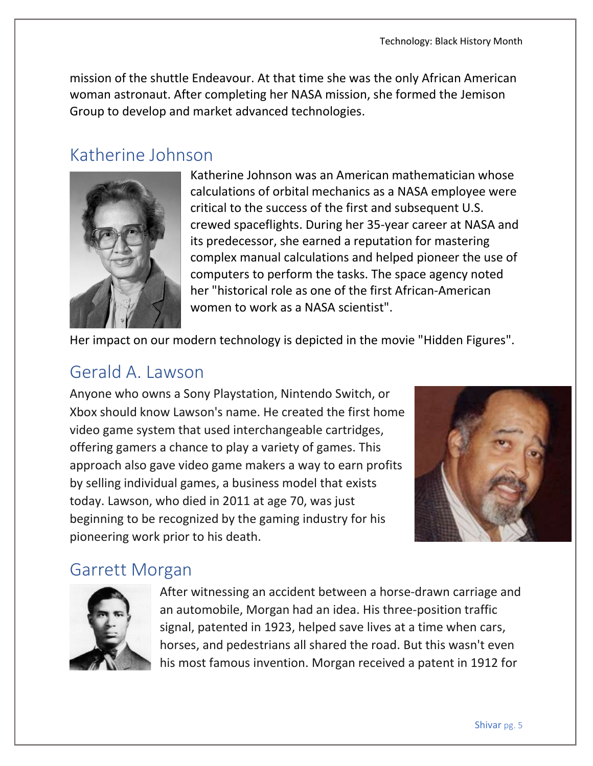mission of the shuttle Endeavour. At that time she was the only African American woman astronaut. After completing her NASA mission, she formed the Jemison Group to develop and market advanced technologies.

## Katherine Johnson

Katherine Johnson was an American mathematician whose calculations of orbital mechanics as a NASA employee were critical to the success of the first and subsequent U.S. crewed spaceflights. During her 35-year career at NASA and its predecessor, she earned a reputation for mastering complex manual calculations and helped pioneer the use of computers to perform the tasks. The space agency noted her "historical role as one of the first African-American women to work as a NASA scientist".

Her impact on our modern technology is depicted in the movie "Hidden Figures".

## Gerald A. Lawson

Anyone who owns a Sony Playstation, Nintendo Switch, or Xbox should know Lawson's name. He created the first home video game system that used interchangeable cartridges, offering gamers a chance to play a variety of games. This approach also gave video game makers a way to earn profits by selling individual games, a business model that exists today. Lawson, who died in 2011 at age 70, was just beginning to be recognized by the gaming industry for his pioneering work prior to his death.

## Garrett Morgan

After witnessing an accident between a horse-drawn carriage and an automobile, Morgan had an idea. His three-position traffic signal, patented in 1923, helped save lives at a time when cars, horses, and pedestrians all shared the road. But this wasn't even his most famous invention. Morgan received a patent in 1912 for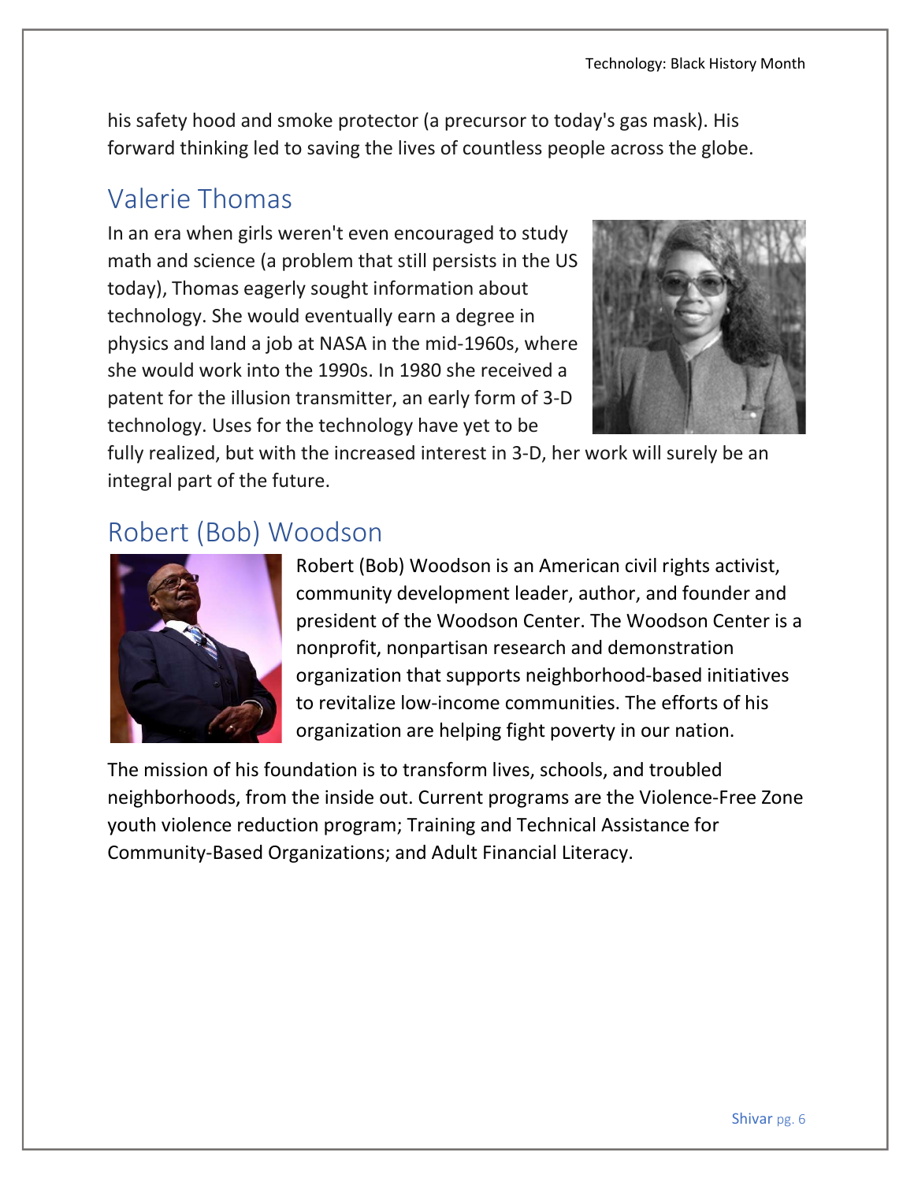his safety hood and smoke protector (a precursor to today's gas mask). His forward thinking led to saving the lives of countless people across the globe.

## Valerie Thomas

In an era when girls weren't even encouraged to study math and science (a problem that still persists in the US today), Thomas eagerly sought information about technology. She would eventually earn a degree in physics and land a job at NASA in the mid-1960s, where she would work into the 1990s. In 1980 she received a patent for the illusion transmitter, an early form of 3-D technology. Uses for the technology have yet to be fully realized, but with the increased interest in 3-D, her work will surely be an integral part of the future.

## Robert (Bob) Woodson

Robert (Bob) Woodson is an American civil rights activist, community development leader, author, and founder and president of the Woodson Center. The Woodson Center is a nonprofit, nonpartisan research and demonstration organization that supports neighborhood-based initiatives to revitalize low-income communities. The efforts of his organization are helping fight poverty in our nation.

The mission of his foundation is to transform lives, schools, and troubled neighborhoods, from the inside out. Current programs are the Violence-Free Zone youth violence reduction program; Training and Technical Assistance for Community-Based Organizations; and Adult Financial Literacy.